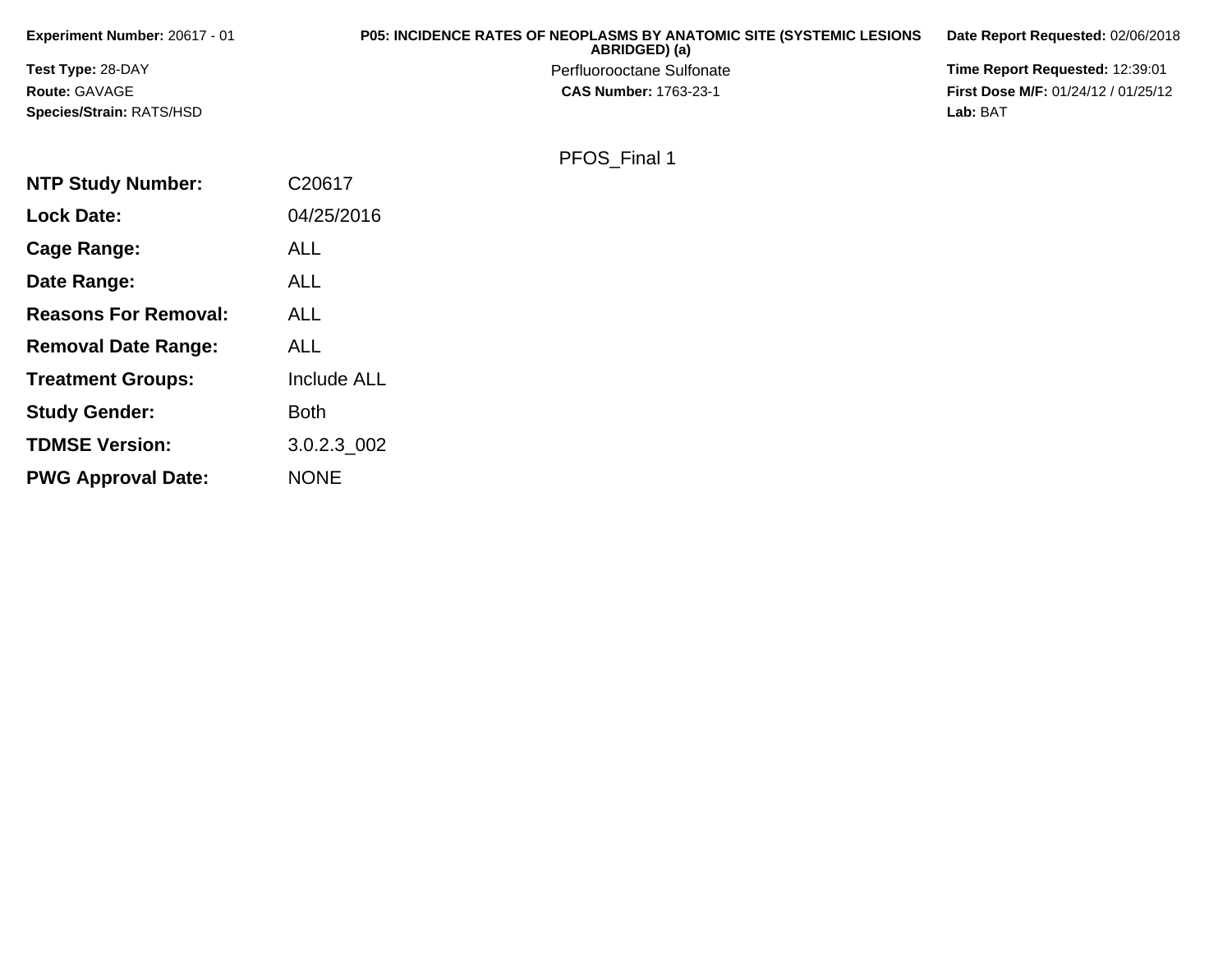**Experiment Number:** 20617 - 01

**Test Type:** 28-DAY

**Route:** GAVAGE

**Species/Strain:** RATS/HSD

**P05: INCIDENCE RATES OF NEOPLASMS BY ANATOMIC SITE (SYSTEMIC LESIONS ABRIDGED) (a)**

Perfluorooctane Sulfonate

**CAS Number:** 1763-23-1

**Date Report Requested:** 02/06/2018

**Time Report Requested:** 12:39:01

**First Dose M/F:** 01/24/12 / 01/25/12

**Lab:** BAT

PFOS_Final 1

| | |
|---|---|
| **NTP Study Number:** | C20617 |
| **Lock Date:** | 04/25/2016 |
| **Cage Range:** | ALL |
| **Date Range:** | ALL |
| **Reasons For Removal:** | ALL |
| **Removal Date Range:** | ALL |
| **Treatment Groups:** | Include ALL |
| **Study Gender:** | Both |
| **TDMSE Version:** | 3.0.2.3_002 |
| **PWG Approval Date:** | NONE |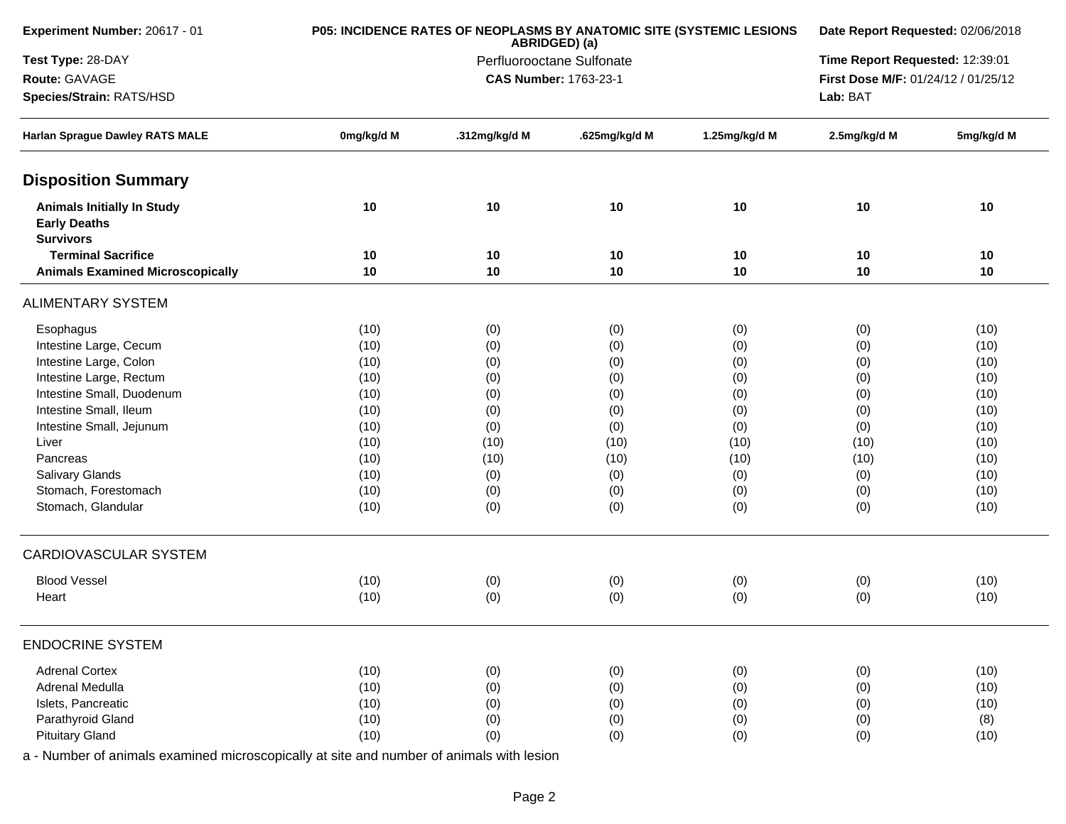**Experiment Number:** 20617 - 01
**Test Type:** 28-DAY
**Route:** GAVAGE
**Species/Strain:** RATS/HSD

**P05: INCIDENCE RATES OF NEOPLASMS BY ANATOMIC SITE (SYSTEMIC LESIONS ABRIDGED) (a)**
Perfluorooctane Sulfonate
**CAS Number:** 1763-23-1

**Date Report Requested:** 02/06/2018
**Time Report Requested:** 12:39:01
**First Dose M/F:** 01/24/12 / 01/25/12
**Lab:** BAT

| Harlan Sprague Dawley RATS MALE | 0mg/kg/d M | .312mg/kg/d M | .625mg/kg/d M | 1.25mg/kg/d M | 2.5mg/kg/d M | 5mg/kg/d M |
|---|---|---|---|---|---|---|
| **Disposition Summary** | | | | | | |
| **Animals Initially In Study** | **10** | **10** | **10** | **10** | **10** | **10** |
| **Early Deaths** | | | | | | |
| **Survivors** | | | | | | |
| **Terminal Sacrifice** | **10** | **10** | **10** | **10** | **10** | **10** |
| **Animals Examined Microscopically** | **10** | **10** | **10** | **10** | **10** | **10** |
| ALIMENTARY SYSTEM | | | | | | |
| Esophagus | (10) | (0) | (0) | (0) | (0) | (10) |
| Intestine Large, Cecum | (10) | (0) | (0) | (0) | (0) | (10) |
| Intestine Large, Colon | (10) | (0) | (0) | (0) | (0) | (10) |
| Intestine Large, Rectum | (10) | (0) | (0) | (0) | (0) | (10) |
| Intestine Small, Duodenum | (10) | (0) | (0) | (0) | (0) | (10) |
| Intestine Small, Ileum | (10) | (0) | (0) | (0) | (0) | (10) |
| Intestine Small, Jejunum | (10) | (0) | (0) | (0) | (0) | (10) |
| Liver | (10) | (10) | (10) | (10) | (10) | (10) |
| Pancreas | (10) | (10) | (10) | (10) | (10) | (10) |
| Salivary Glands | (10) | (0) | (0) | (0) | (0) | (10) |
| Stomach, Forestomach | (10) | (0) | (0) | (0) | (0) | (10) |
| Stomach, Glandular | (10) | (0) | (0) | (0) | (0) | (10) |
| CARDIOVASCULAR SYSTEM | | | | | | |
| Blood Vessel | (10) | (0) | (0) | (0) | (0) | (10) |
| Heart | (10) | (0) | (0) | (0) | (0) | (10) |
| ENDOCRINE SYSTEM | | | | | | |
| Adrenal Cortex | (10) | (0) | (0) | (0) | (0) | (10) |
| Adrenal Medulla | (10) | (0) | (0) | (0) | (0) | (10) |
| Islets, Pancreatic | (10) | (0) | (0) | (0) | (0) | (10) |
| Parathyroid Gland | (10) | (0) | (0) | (0) | (0) | (8) |
| Pituitary Gland | (10) | (0) | (0) | (0) | (0) | (10) |

a - Number of animals examined microscopically at site and number of animals with lesion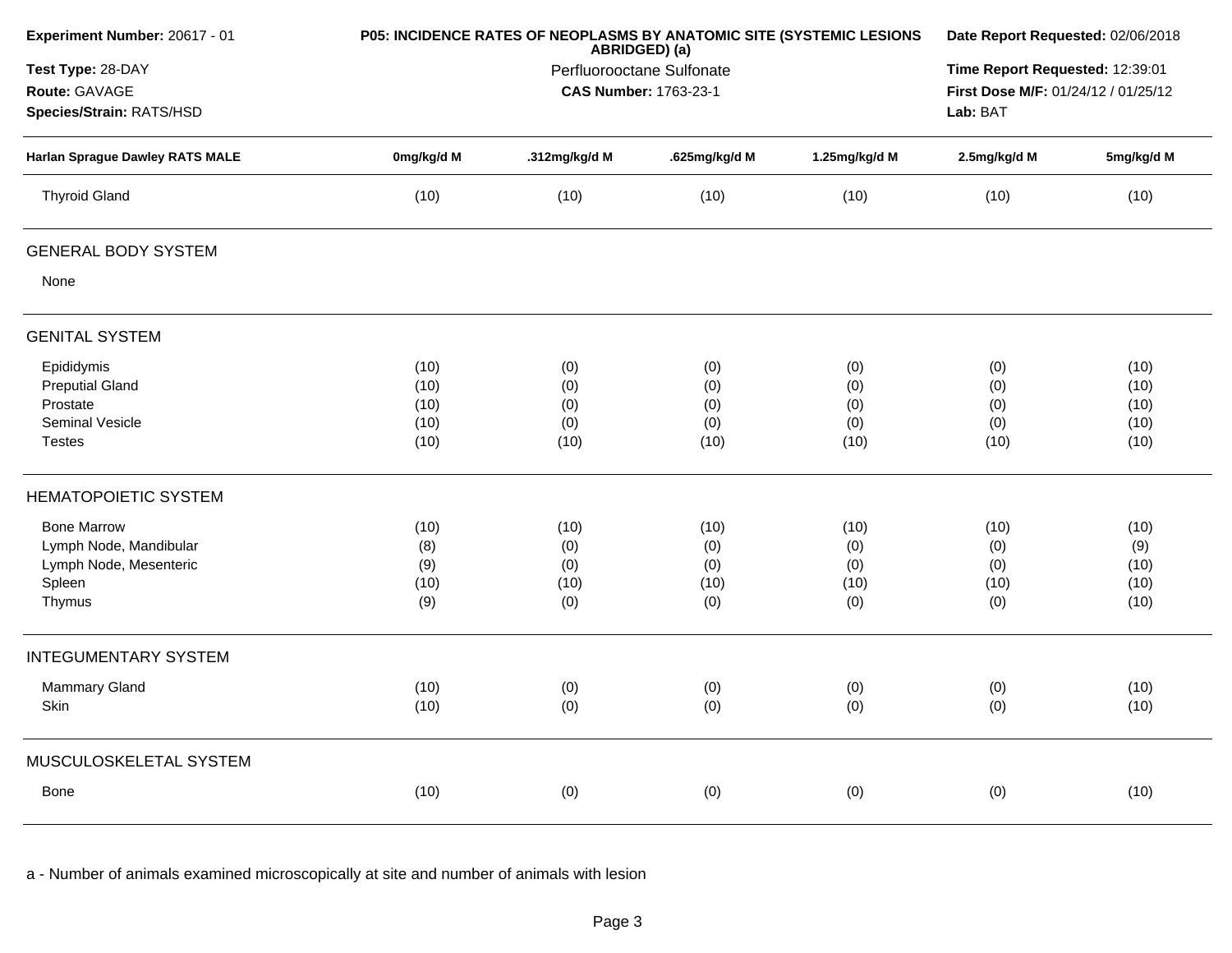**Experiment Number:** 20617 - 01
**Test Type:** 28-DAY
**Route:** GAVAGE
**Species/Strain:** RATS/HSD

**P05: INCIDENCE RATES OF NEOPLASMS BY ANATOMIC SITE (SYSTEMIC LESIONS ABRIDGED) (a)**
Perfluorooctane Sulfonate
**CAS Number:** 1763-23-1

**Date Report Requested:** 02/06/2018
**Time Report Requested:** 12:39:01
**First Dose M/F:** 01/24/12 / 01/25/12
**Lab:** BAT

| Harlan Sprague Dawley RATS MALE | 0mg/kg/d M | .312mg/kg/d M | .625mg/kg/d M | 1.25mg/kg/d M | 2.5mg/kg/d M | 5mg/kg/d M |
|---|---|---|---|---|---|---|
| Thyroid Gland | (10) | (10) | (10) | (10) | (10) | (10) |
| **GENERAL BODY SYSTEM** | | | | | | |
| None | | | | | | |
| **GENITAL SYSTEM** | | | | | | |
| Epididymis | (10) | (0) | (0) | (0) | (0) | (10) |
| Preputial Gland | (10) | (0) | (0) | (0) | (0) | (10) |
| Prostate | (10) | (0) | (0) | (0) | (0) | (10) |
| Seminal Vesicle | (10) | (0) | (0) | (0) | (0) | (10) |
| Testes | (10) | (10) | (10) | (10) | (10) | (10) |
| **HEMATOPOIETIC SYSTEM** | | | | | | |
| Bone Marrow | (10) | (10) | (10) | (10) | (10) | (10) |
| Lymph Node, Mandibular | (8) | (0) | (0) | (0) | (0) | (9) |
| Lymph Node, Mesenteric | (9) | (0) | (0) | (0) | (0) | (10) |
| Spleen | (10) | (10) | (10) | (10) | (10) | (10) |
| Thymus | (9) | (0) | (0) | (0) | (0) | (10) |
| **INTEGUMENTARY SYSTEM** | | | | | | |
| Mammary Gland | (10) | (0) | (0) | (0) | (0) | (10) |
| Skin | (10) | (0) | (0) | (0) | (0) | (10) |
| **MUSCULOSKELETAL SYSTEM** | | | | | | |
| Bone | (10) | (0) | (0) | (0) | (0) | (10) |

a - Number of animals examined microscopically at site and number of animals with lesion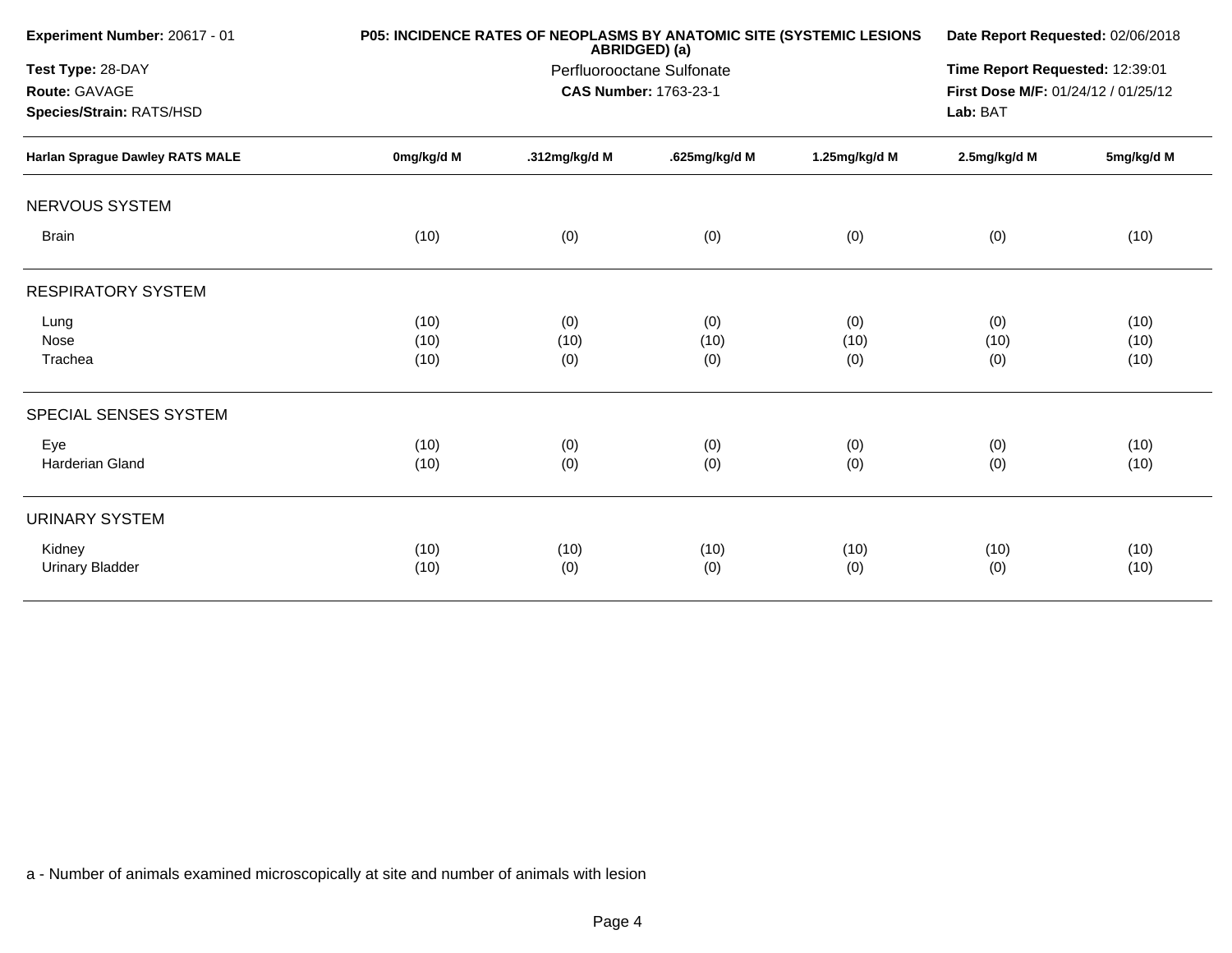**Experiment Number:** 20617 - 01
**Test Type:** 28-DAY
**Route:** GAVAGE
**Species/Strain:** RATS/HSD

**P05: INCIDENCE RATES OF NEOPLASMS BY ANATOMIC SITE (SYSTEMIC LESIONS ABRIDGED) (a)**
Perfluorooctane Sulfonate
**CAS Number:** 1763-23-1

**Date Report Requested:** 02/06/2018
**Time Report Requested:** 12:39:01
**First Dose M/F:** 01/24/12 / 01/25/12
**Lab:** BAT

| Harlan Sprague Dawley RATS MALE | 0mg/kg/d M | .312mg/kg/d M | .625mg/kg/d M | 1.25mg/kg/d M | 2.5mg/kg/d M | 5mg/kg/d M |
|---|---|---|---|---|---|---|
| **NERVOUS SYSTEM** | | | | | | |
| Brain | (10) | (0) | (0) | (0) | (0) | (10) |
| **RESPIRATORY SYSTEM** | | | | | | |
| Lung | (10) | (0) | (0) | (0) | (0) | (10) |
| Nose | (10) | (10) | (10) | (10) | (10) | (10) |
| Trachea | (10) | (0) | (0) | (0) | (0) | (10) |
| **SPECIAL SENSES SYSTEM** | | | | | | |
| Eye | (10) | (0) | (0) | (0) | (0) | (10) |
| Harderian Gland | (10) | (0) | (0) | (0) | (0) | (10) |
| **URINARY SYSTEM** | | | | | | |
| Kidney | (10) | (10) | (10) | (10) | (10) | (10) |
| Urinary Bladder | (10) | (0) | (0) | (0) | (0) | (10) |

a - Number of animals examined microscopically at site and number of animals with lesion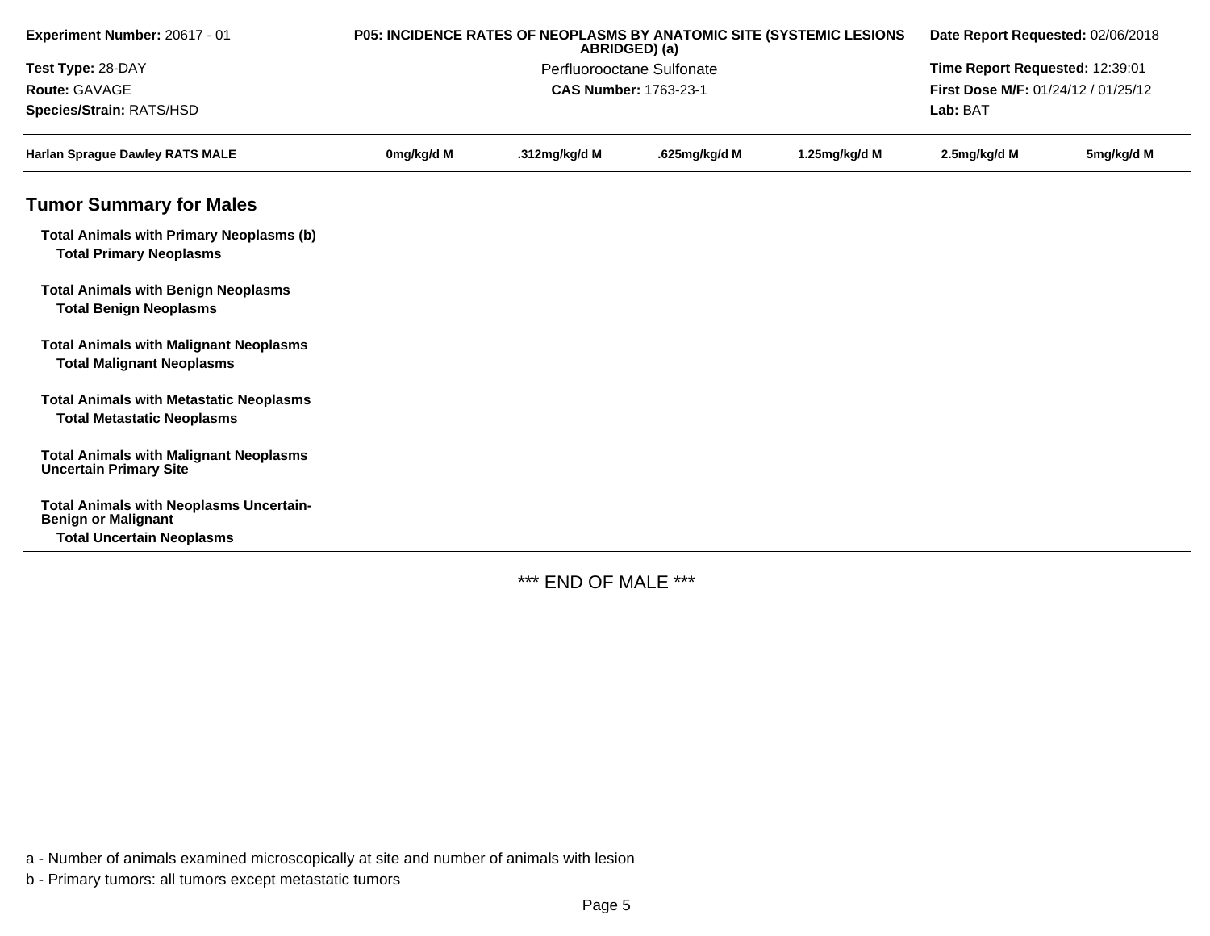**Experiment Number:** 20617 - 01

**Test Type:** 28-DAY

**Route:** GAVAGE

**Species/Strain:** RATS/HSD

**P05: INCIDENCE RATES OF NEOPLASMS BY ANATOMIC SITE (SYSTEMIC LESIONS ABRIDGED) (a)**

Perfluorooctane Sulfonate

**CAS Number:** 1763-23-1

**Date Report Requested:** 02/06/2018

**Time Report Requested:** 12:39:01

**First Dose M/F:** 01/24/12 / 01/25/12

**Lab:** BAT

| Harlan Sprague Dawley RATS MALE | 0mg/kg/d M | .312mg/kg/d M | .625mg/kg/d M | 1.25mg/kg/d M | 2.5mg/kg/d M | 5mg/kg/d M |
|---|---|---|---|---|---|---|

## Tumor Summary for Males

| | | | | | | |
|---|---|---|---|---|---|---|
| **Total Animals with Primary Neoplasms (b)** | | | | | | |
| **Total Primary Neoplasms** | | | | | | |
| **Total Animals with Benign Neoplasms** | | | | | | |
| **Total Benign Neoplasms** | | | | | | |
| **Total Animals with Malignant Neoplasms** | | | | | | |
| **Total Malignant Neoplasms** | | | | | | |
| **Total Animals with Metastatic Neoplasms** | | | | | | |
| **Total Metastatic Neoplasms** | | | | | | |
| **Total Animals with Malignant Neoplasms Uncertain Primary Site** | | | | | | |
| **Total Animals with Neoplasms Uncertain-Benign or Malignant** | | | | | | |
| **Total Uncertain Neoplasms** | | | | | | |

*** END OF MALE ***

a - Number of animals examined microscopically at site and number of animals with lesion

b - Primary tumors: all tumors except metastatic tumors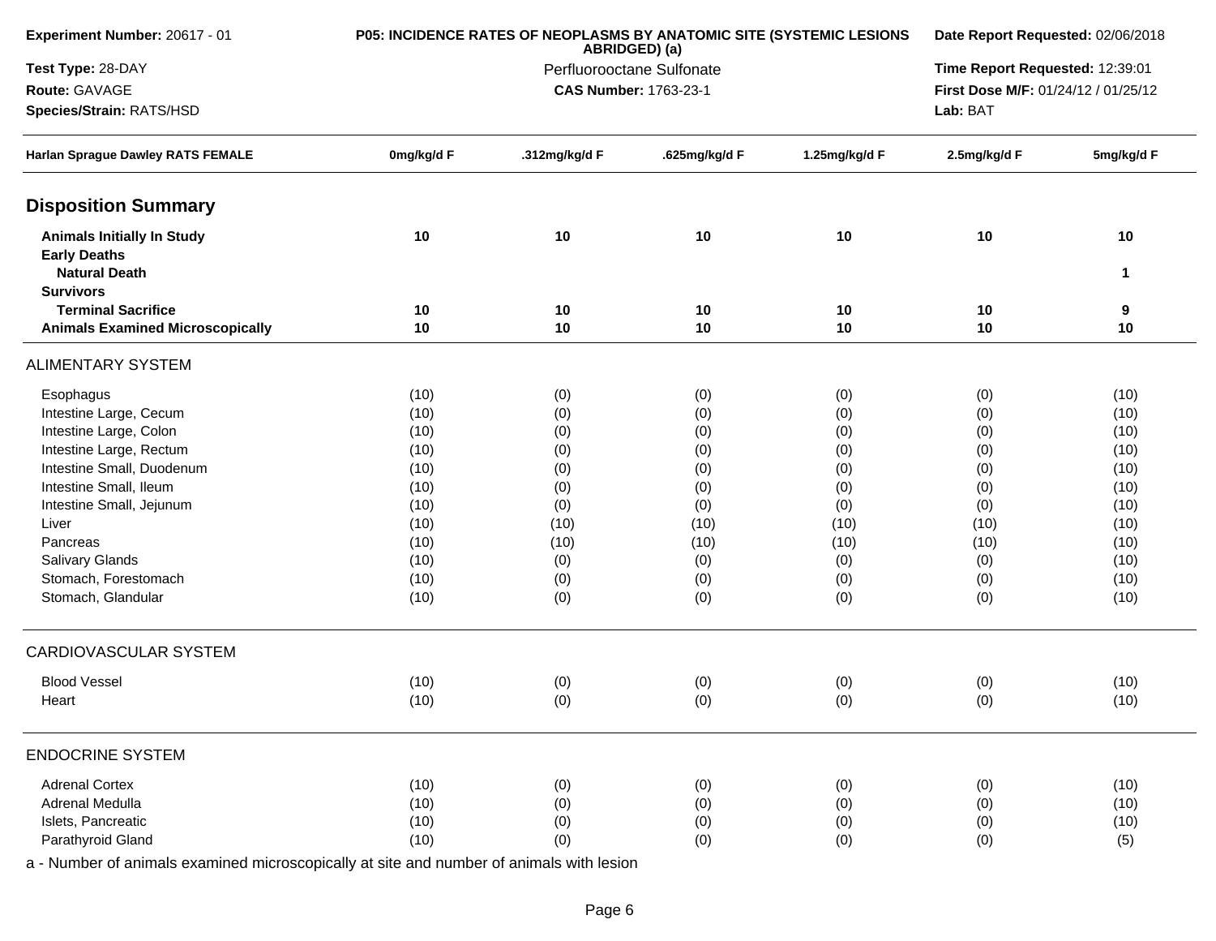**Experiment Number:** 20617 - 01

**Test Type:** 28-DAY

**Route:** GAVAGE

**Species/Strain:** RATS/HSD

**P05: INCIDENCE RATES OF NEOPLASMS BY ANATOMIC SITE (SYSTEMIC LESIONS ABRIDGED) (a)**

Perfluorooctane Sulfonate

**CAS Number:** 1763-23-1

**Date Report Requested:** 02/06/2018

**Time Report Requested:** 12:39:01

**First Dose M/F:** 01/24/12 / 01/25/12

**Lab:** BAT

| Harlan Sprague Dawley RATS FEMALE | 0mg/kg/d F | .312mg/kg/d F | .625mg/kg/d F | 1.25mg/kg/d F | 2.5mg/kg/d F | 5mg/kg/d F |
|---|---|---|---|---|---|---|
| **Disposition Summary** | | | | | | |
| **Animals Initially In Study** | **10** | **10** | **10** | **10** | **10** | **10** |
| **Early Deaths** | | | | | | |
| **Natural Death** | | | | | | **1** |
| **Survivors** | | | | | | |
| **Terminal Sacrifice** | **10** | **10** | **10** | **10** | **10** | **9** |
| **Animals Examined Microscopically** | **10** | **10** | **10** | **10** | **10** | **10** |
| ALIMENTARY SYSTEM | | | | | | |
| Esophagus | (10) | (0) | (0) | (0) | (0) | (10) |
| Intestine Large, Cecum | (10) | (0) | (0) | (0) | (0) | (10) |
| Intestine Large, Colon | (10) | (0) | (0) | (0) | (0) | (10) |
| Intestine Large, Rectum | (10) | (0) | (0) | (0) | (0) | (10) |
| Intestine Small, Duodenum | (10) | (0) | (0) | (0) | (0) | (10) |
| Intestine Small, Ileum | (10) | (0) | (0) | (0) | (0) | (10) |
| Intestine Small, Jejunum | (10) | (0) | (0) | (0) | (0) | (10) |
| Liver | (10) | (10) | (10) | (10) | (10) | (10) |
| Pancreas | (10) | (10) | (10) | (10) | (10) | (10) |
| Salivary Glands | (10) | (0) | (0) | (0) | (0) | (10) |
| Stomach, Forestomach | (10) | (0) | (0) | (0) | (0) | (10) |
| Stomach, Glandular | (10) | (0) | (0) | (0) | (0) | (10) |
| CARDIOVASCULAR SYSTEM | | | | | | |
| Blood Vessel | (10) | (0) | (0) | (0) | (0) | (10) |
| Heart | (10) | (0) | (0) | (0) | (0) | (10) |
| ENDOCRINE SYSTEM | | | | | | |
| Adrenal Cortex | (10) | (0) | (0) | (0) | (0) | (10) |
| Adrenal Medulla | (10) | (0) | (0) | (0) | (0) | (10) |
| Islets, Pancreatic | (10) | (0) | (0) | (0) | (0) | (10) |
| Parathyroid Gland | (10) | (0) | (0) | (0) | (0) | (5) |

a - Number of animals examined microscopically at site and number of animals with lesion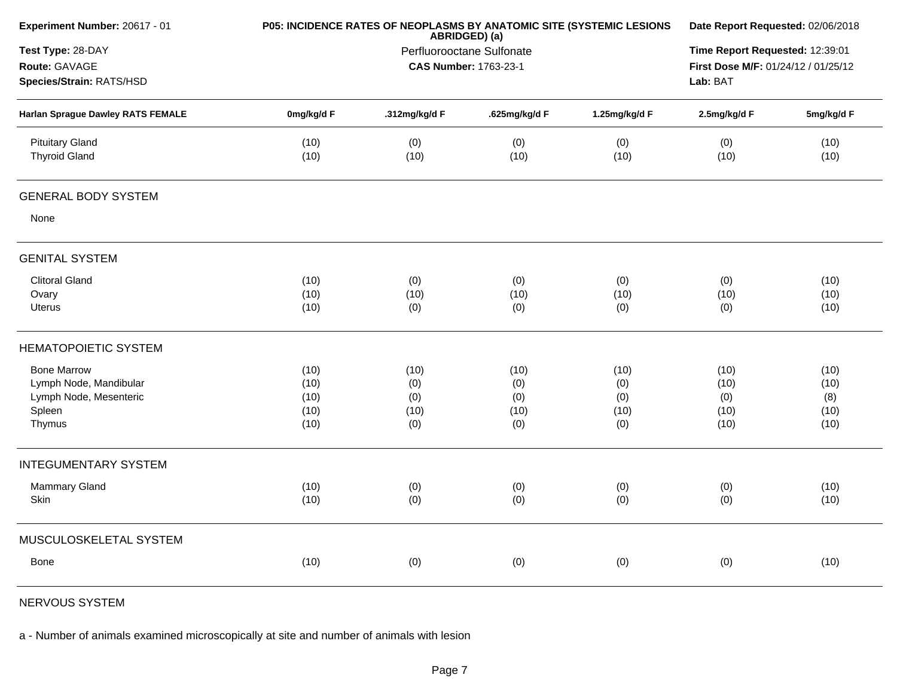**Experiment Number:** 20617 - 01

**Test Type:** 28-DAY

**Route:** GAVAGE

**Species/Strain:** RATS/HSD

**P05: INCIDENCE RATES OF NEOPLASMS BY ANATOMIC SITE (SYSTEMIC LESIONS ABRIDGED) (a)**

Perfluorooctane Sulfonate

**CAS Number:** 1763-23-1

**Date Report Requested:** 02/06/2018

**Time Report Requested:** 12:39:01

**First Dose M/F:** 01/24/12 / 01/25/12

**Lab:** BAT

| Harlan Sprague Dawley RATS FEMALE | 0mg/kg/d F | .312mg/kg/d F | .625mg/kg/d F | 1.25mg/kg/d F | 2.5mg/kg/d F | 5mg/kg/d F |
|---|---|---|---|---|---|---|
| Pituitary Gland | (10) | (0) | (0) | (0) | (0) | (10) |
| Thyroid Gland | (10) | (10) | (10) | (10) | (10) | (10) |
| **GENERAL BODY SYSTEM** | | | | | | |
| None | | | | | | |
| **GENITAL SYSTEM** | | | | | | |
| Clitoral Gland | (10) | (0) | (0) | (0) | (0) | (10) |
| Ovary | (10) | (10) | (10) | (10) | (10) | (10) |
| Uterus | (10) | (0) | (0) | (0) | (0) | (10) |
| **HEMATOPOIETIC SYSTEM** | | | | | | |
| Bone Marrow | (10) | (10) | (10) | (10) | (10) | (10) |
| Lymph Node, Mandibular | (10) | (0) | (0) | (0) | (10) | (10) |
| Lymph Node, Mesenteric | (10) | (0) | (0) | (0) | (0) | (8) |
| Spleen | (10) | (10) | (10) | (10) | (10) | (10) |
| Thymus | (10) | (0) | (0) | (0) | (10) | (10) |
| **INTEGUMENTARY SYSTEM** | | | | | | |
| Mammary Gland | (10) | (0) | (0) | (0) | (0) | (10) |
| Skin | (10) | (0) | (0) | (0) | (0) | (10) |
| **MUSCULOSKELETAL SYSTEM** | | | | | | |
| Bone | (10) | (0) | (0) | (0) | (0) | (10) |
| **NERVOUS SYSTEM** | | | | | | |

a - Number of animals examined microscopically at site and number of animals with lesion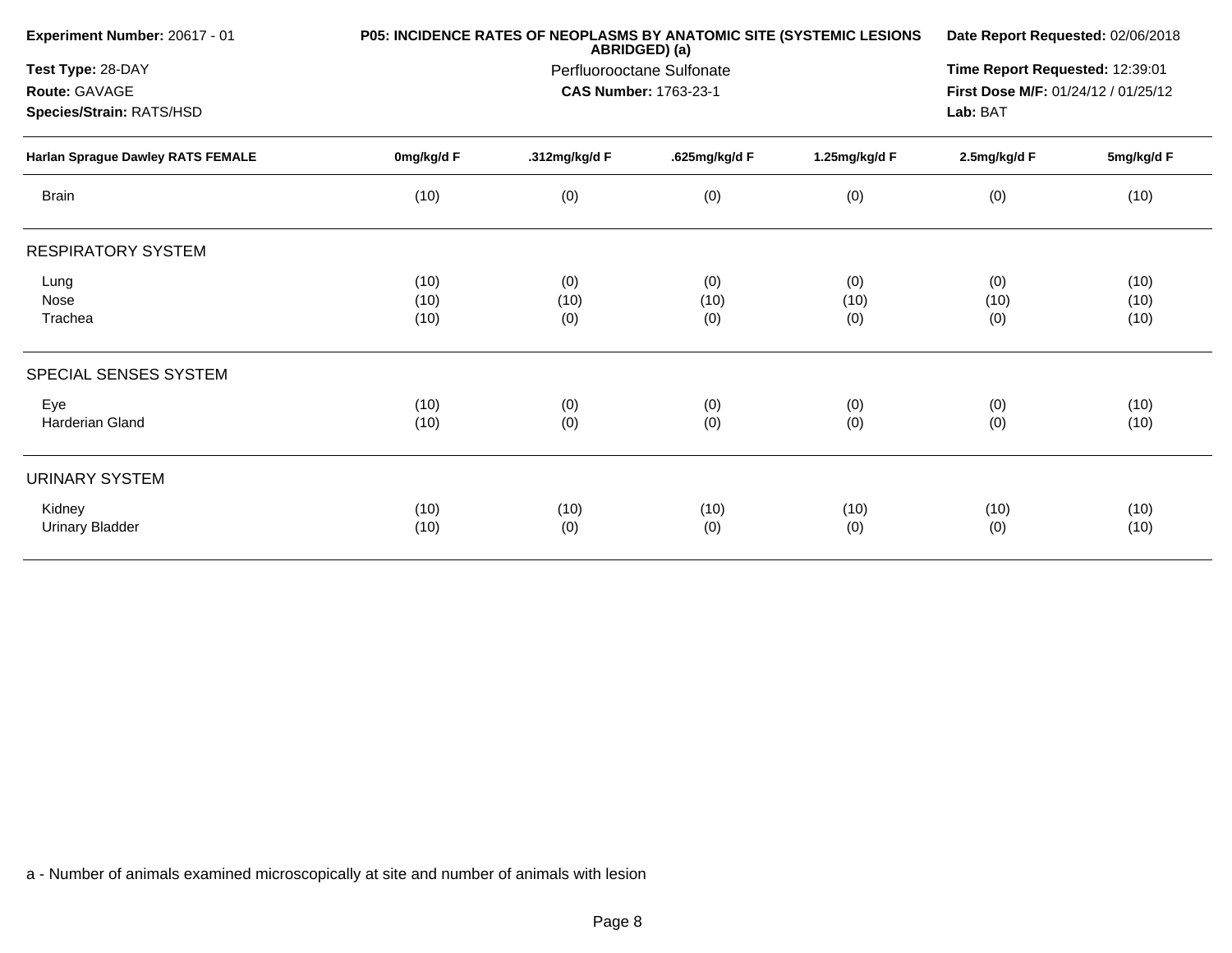**Experiment Number:** 20617 - 01

**Test Type:** 28-DAY

**Route:** GAVAGE

**Species/Strain:** RATS/HSD

**P05: INCIDENCE RATES OF NEOPLASMS BY ANATOMIC SITE (SYSTEMIC LESIONS ABRIDGED) (a)**

Perfluorooctane Sulfonate

**CAS Number:** 1763-23-1

**Date Report Requested:** 02/06/2018

**Time Report Requested:** 12:39:01

**First Dose M/F:** 01/24/12 / 01/25/12

**Lab:** BAT

| Harlan Sprague Dawley RATS FEMALE | 0mg/kg/d F | .312mg/kg/d F | .625mg/kg/d F | 1.25mg/kg/d F | 2.5mg/kg/d F | 5mg/kg/d F |
|---|---|---|---|---|---|---|
| Brain | (10) | (0) | (0) | (0) | (0) | (10) |
| **RESPIRATORY SYSTEM** | | | | | | |
| Lung | (10) | (0) | (0) | (0) | (0) | (10) |
| Nose | (10) | (10) | (10) | (10) | (10) | (10) |
| Trachea | (10) | (0) | (0) | (0) | (0) | (10) |
| **SPECIAL SENSES SYSTEM** | | | | | | |
| Eye | (10) | (0) | (0) | (0) | (0) | (10) |
| Harderian Gland | (10) | (0) | (0) | (0) | (0) | (10) |
| **URINARY SYSTEM** | | | | | | |
| Kidney | (10) | (10) | (10) | (10) | (10) | (10) |
| Urinary Bladder | (10) | (0) | (0) | (0) | (0) | (10) |

a - Number of animals examined microscopically at site and number of animals with lesion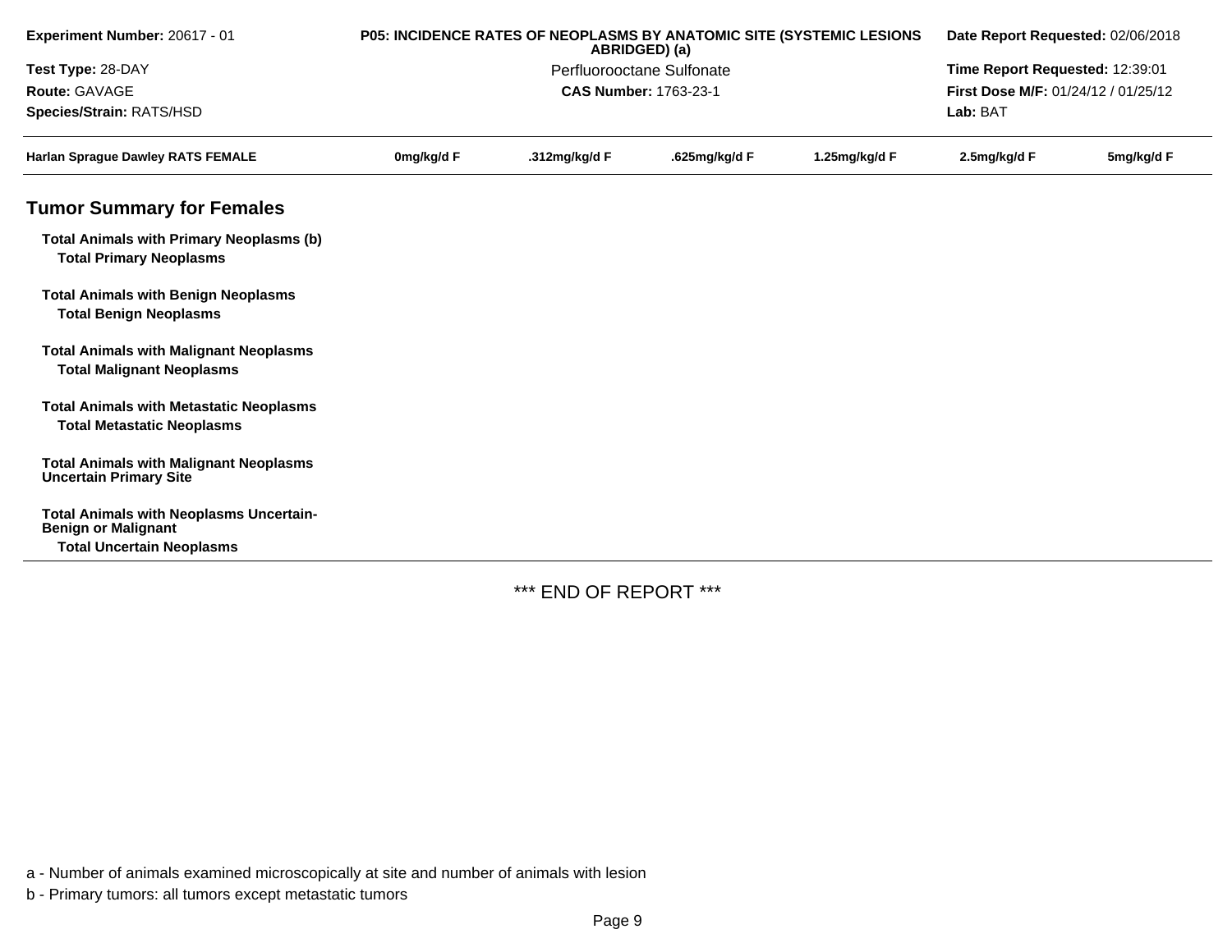| Experiment Number: 20617 - 01 | P05: INCIDENCE RATES OF NEOPLASMS BY ANATOMIC SITE (SYSTEMIC LESIONS ABRIDGED) (a) | Date Report Requested: 02/06/2018 |
|---|---|---|
| Test Type: 28-DAY | Perfluorooctane Sulfonate | Time Report Requested: 12:39:01 |
| Route: GAVAGE | CAS Number: 1763-23-1 | First Dose M/F: 01/24/12 / 01/25/12 |
| Species/Strain: RATS/HSD | | Lab: BAT |

| Harlan Sprague Dawley RATS FEMALE | 0mg/kg/d F | .312mg/kg/d F | .625mg/kg/d F | 1.25mg/kg/d F | 2.5mg/kg/d F | 5mg/kg/d F |
|---|---|---|---|---|---|---|

## Tumor Summary for Females

**Total Animals with Primary Neoplasms (b)**
**Total Primary Neoplasms**

**Total Animals with Benign Neoplasms**
**Total Benign Neoplasms**

**Total Animals with Malignant Neoplasms**
**Total Malignant Neoplasms**

**Total Animals with Metastatic Neoplasms**
**Total Metastatic Neoplasms**

**Total Animals with Malignant Neoplasms Uncertain Primary Site**

**Total Animals with Neoplasms Uncertain-Benign or Malignant**
**Total Uncertain Neoplasms**

*** END OF REPORT ***

a - Number of animals examined microscopically at site and number of animals with lesion

b - Primary tumors: all tumors except metastatic tumors